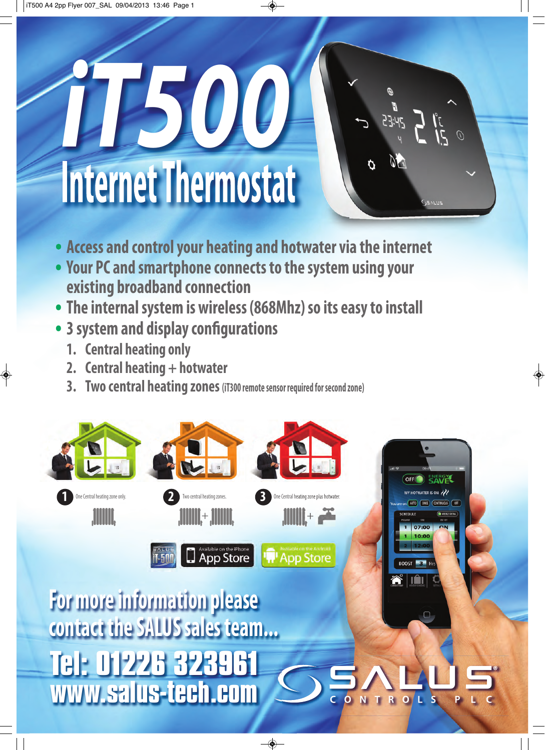# iT500

## Internet Thermostat

- Access and control your heating and hotwater via the internet
- Your PC and smartphone connects to the system using your existing broadband connection
- The internal system is wireless (868Mhz) so its easy to install
- 3 system and display configurations
  1. Central heating only
  2. Central heating + hotwater
  3. Two central heating zones (iT300 remote sensor required for second zone)

1. One Central heating zone only.
2. Two central heating zones.
3. One Central heating zone plus hotwater.

Available on the iPhone App Store

Available on the Android App Store

## For more information please contact the SALUS sales team...

**Tel: 01226 323961**

**www.salus-tech.com**

SALUS CONTROLS PLC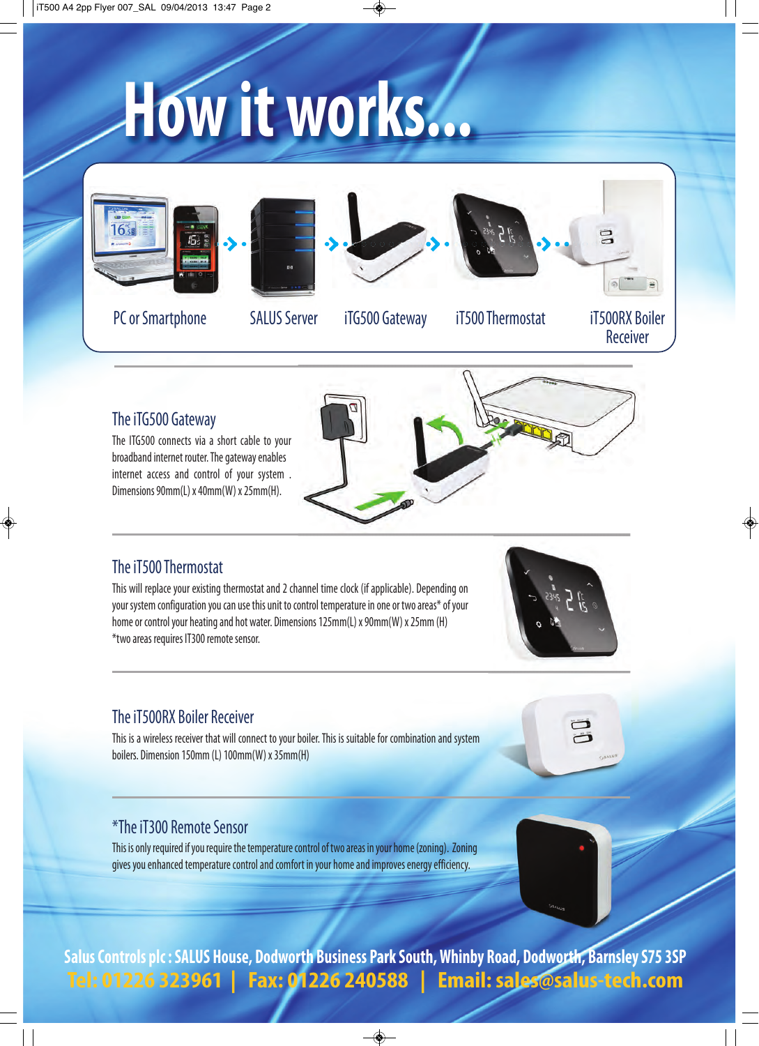# How it works...

PC or Smartphone

SALUS Server

iTG500 Gateway

iT500 Thermostat

iT500RX Boiler Receiver

## The iTG500 Gateway

The ITG500 connects via a short cable to your broadband internet router. The gateway enables internet access and control of your system . Dimensions 90mm(L) x 40mm(W) x 25mm(H).

## The iT500 Thermostat

This will replace your existing thermostat and 2 channel time clock (if applicable). Depending on your system configuration you can use this unit to control temperature in one or two areas* of your home or control your heating and hot water. Dimensions 125mm(L) x 90mm(W) x 25mm (H)
*two areas requires IT300 remote sensor.

## The iT500RX Boiler Receiver

This is a wireless receiver that will connect to your boiler. This is suitable for combination and system boilers. Dimension 150mm (L) 100mm(W) x 35mm(H)

## *The iT300 Remote Sensor

This is only required if you require the temperature control of two areas in your home (zoning). Zoning gives you enhanced temperature control and comfort in your home and improves energy efficiency.

**Salus Controls plc : SALUS House, Dodworth Business Park South, Whinby Road, Dodworth, Barnsley S75 3SP**
**Tel: 01226 323961 | Fax: 01226 240588 | Email: sales@salus-tech.com**